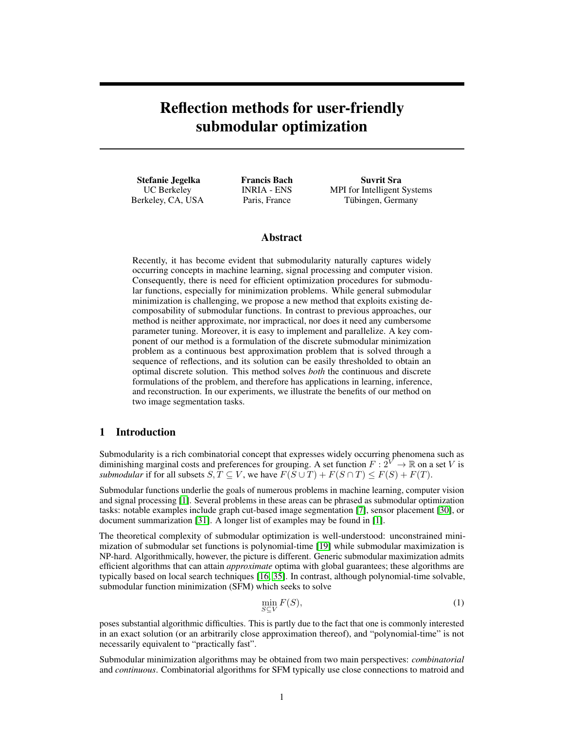# Reflection methods for user-friendly submodular optimization

**Stefanie Jegelka**
UC Berkeley
Berkeley, CA, USA

**Francis Bach**
INRIA - ENS
Paris, France

**Suvrit Sra**
MPI for Intelligent Systems
Tübingen, Germany

## Abstract

Recently, it has become evident that submodularity naturally captures widely occurring concepts in machine learning, signal processing and computer vision. Consequently, there is need for efficient optimization procedures for submodular functions, especially for minimization problems. While general submodular minimization is challenging, we propose a new method that exploits existing decomposability of submodular functions. In contrast to previous approaches, our method is neither approximate, nor impractical, nor does it need any cumbersome parameter tuning. Moreover, it is easy to implement and parallelize. A key component of our method is a formulation of the discrete submodular minimization problem as a continuous best approximation problem that is solved through a sequence of reflections, and its solution can be easily thresholded to obtain an optimal discrete solution. This method solves *both* the continuous and discrete formulations of the problem, and therefore has applications in learning, inference, and reconstruction. In our experiments, we illustrate the benefits of our method on two image segmentation tasks.

## 1 Introduction

Submodularity is a rich combinatorial concept that expresses widely occurring phenomena such as diminishing marginal costs and preferences for grouping. A set function $F : 2^V \to \mathbb{R}$ on a set $V$ is *submodular* if for all subsets $S, T \subseteq V$, we have $F(S \cup T) + F(S \cap T) \leq F(S) + F(T)$.

Submodular functions underlie the goals of numerous problems in machine learning, computer vision and signal processing [1]. Several problems in these areas can be phrased as submodular optimization tasks: notable examples include graph cut-based image segmentation [7], sensor placement [30], or document summarization [31]. A longer list of examples may be found in [1].

The theoretical complexity of submodular optimization is well-understood: unconstrained minimization of submodular set functions is polynomial-time [19] while submodular maximization is NP-hard. Algorithmically, however, the picture is different. Generic submodular maximization admits efficient algorithms that can attain *approximate* optima with global guarantees; these algorithms are typically based on local search techniques [16, 35]. In contrast, although polynomial-time solvable, submodular function minimization (SFM) which seeks to solve

$$\min_{S \subseteq V} F(S), \tag{1}$$

poses substantial algorithmic difficulties. This is partly due to the fact that one is commonly interested in an exact solution (or an arbitrarily close approximation thereof), and "polynomial-time" is not necessarily equivalent to "practically fast".

Submodular minimization algorithms may be obtained from two main perspectives: *combinatorial* and *continuous*. Combinatorial algorithms for SFM typically use close connections to matroid and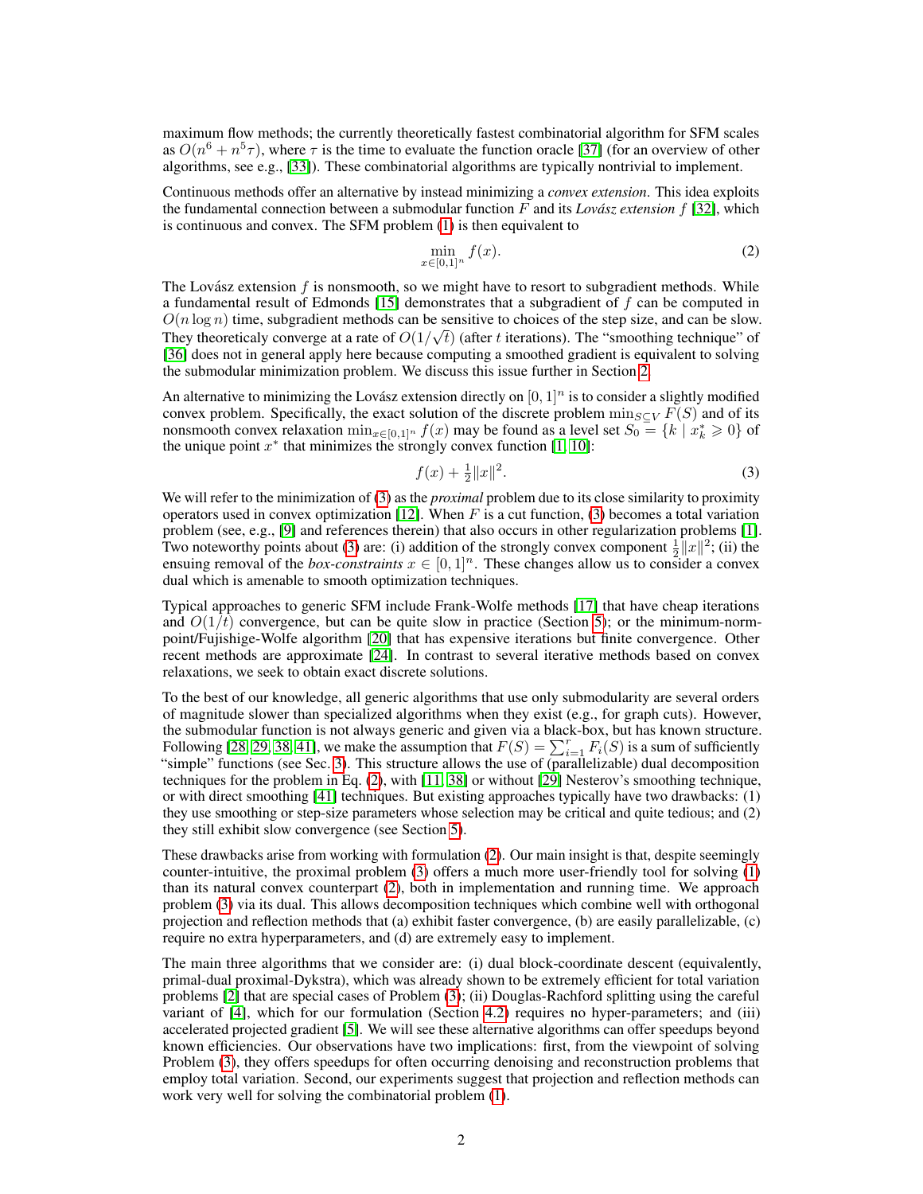maximum flow methods; the currently theoretically fastest combinatorial algorithm for SFM scales as $O(n^6 + n^5\tau)$, where $\tau$ is the time to evaluate the function oracle [37] (for an overview of other algorithms, see e.g., [33]). These combinatorial algorithms are typically nontrivial to implement.

Continuous methods offer an alternative by instead minimizing a *convex extension*. This idea exploits the fundamental connection between a submodular function $F$ and its *Lovász extension* $f$ [32], which is continuous and convex. The SFM problem (1) is then equivalent to

$$\min_{x \in [0,1]^n} f(x). \tag{2}$$

The Lovász extension $f$ is nonsmooth, so we might have to resort to subgradient methods. While a fundamental result of Edmonds [15] demonstrates that a subgradient of $f$ can be computed in $O(n \log n)$ time, subgradient methods can be sensitive to choices of the step size, and can be slow. They theoreticaly converge at a rate of $O(1/\sqrt{t})$ (after $t$ iterations). The "smoothing technique" of [36] does not in general apply here because computing a smoothed gradient is equivalent to solving the submodular minimization problem. We discuss this issue further in Section 2.

An alternative to minimizing the Lovász extension directly on $[0,1]^n$ is to consider a slightly modified convex problem. Specifically, the exact solution of the discrete problem $\min_{S \subseteq V} F(S)$ and of its nonsmooth convex relaxation $\min_{x \in [0,1]^n} f(x)$ may be found as a level set $S_0 = \{k \mid x_k^* \geqslant 0\}$ of the unique point $x^*$ that minimizes the strongly convex function [1, 10]:

$$f(x) + \tfrac{1}{2}\|x\|^2. \tag{3}$$

We will refer to the minimization of (3) as the *proximal* problem due to its close similarity to proximity operators used in convex optimization [12]. When $F$ is a cut function, (3) becomes a total variation problem (see, e.g., [9] and references therein) that also occurs in other regularization problems [1]. Two noteworthy points about (3) are: (i) addition of the strongly convex component $\frac{1}{2}\|x\|^2$; (ii) the ensuing removal of the *box-constraints* $x \in [0,1]^n$. These changes allow us to consider a convex dual which is amenable to smooth optimization techniques.

Typical approaches to generic SFM include Frank-Wolfe methods [17] that have cheap iterations and $O(1/t)$ convergence, but can be quite slow in practice (Section 5); or the minimum-norm-point/Fujishige-Wolfe algorithm [20] that has expensive iterations but finite convergence. Other recent methods are approximate [24]. In contrast to several iterative methods based on convex relaxations, we seek to obtain exact discrete solutions.

To the best of our knowledge, all generic algorithms that use only submodularity are several orders of magnitude slower than specialized algorithms when they exist (e.g., for graph cuts). However, the submodular function is not always generic and given via a black-box, but has known structure. Following [28, 29, 38, 41], we make the assumption that $F(S) = \sum_{i=1}^{r} F_i(S)$ is a sum of sufficiently "simple" functions (see Sec. 3). This structure allows the use of (parallelizable) dual decomposition techniques for the problem in Eq. (2), with [11, 38] or without [29] Nesterov's smoothing technique, or with direct smoothing [41] techniques. But existing approaches typically have two drawbacks: (1) they use smoothing or step-size parameters whose selection may be critical and quite tedious; and (2) they still exhibit slow convergence (see Section 5).

These drawbacks arise from working with formulation (2). Our main insight is that, despite seemingly counter-intuitive, the proximal problem (3) offers a much more user-friendly tool for solving (1) than its natural convex counterpart (2), both in implementation and running time. We approach problem (3) via its dual. This allows decomposition techniques which combine well with orthogonal projection and reflection methods that (a) exhibit faster convergence, (b) are easily parallelizable, (c) require no extra hyperparameters, and (d) are extremely easy to implement.

The main three algorithms that we consider are: (i) dual block-coordinate descent (equivalently, primal-dual proximal-Dykstra), which was already shown to be extremely efficient for total variation problems [2] that are special cases of Problem (3); (ii) Douglas-Rachford splitting using the careful variant of [4], which for our formulation (Section 4.2) requires no hyper-parameters; and (iii) accelerated projected gradient [5]. We will see these alternative algorithms can offer speedups beyond known efficiencies. Our observations have two implications: first, from the viewpoint of solving Problem (3), they offers speedups for often occurring denoising and reconstruction problems that employ total variation. Second, our experiments suggest that projection and reflection methods can work very well for solving the combinatorial problem (1).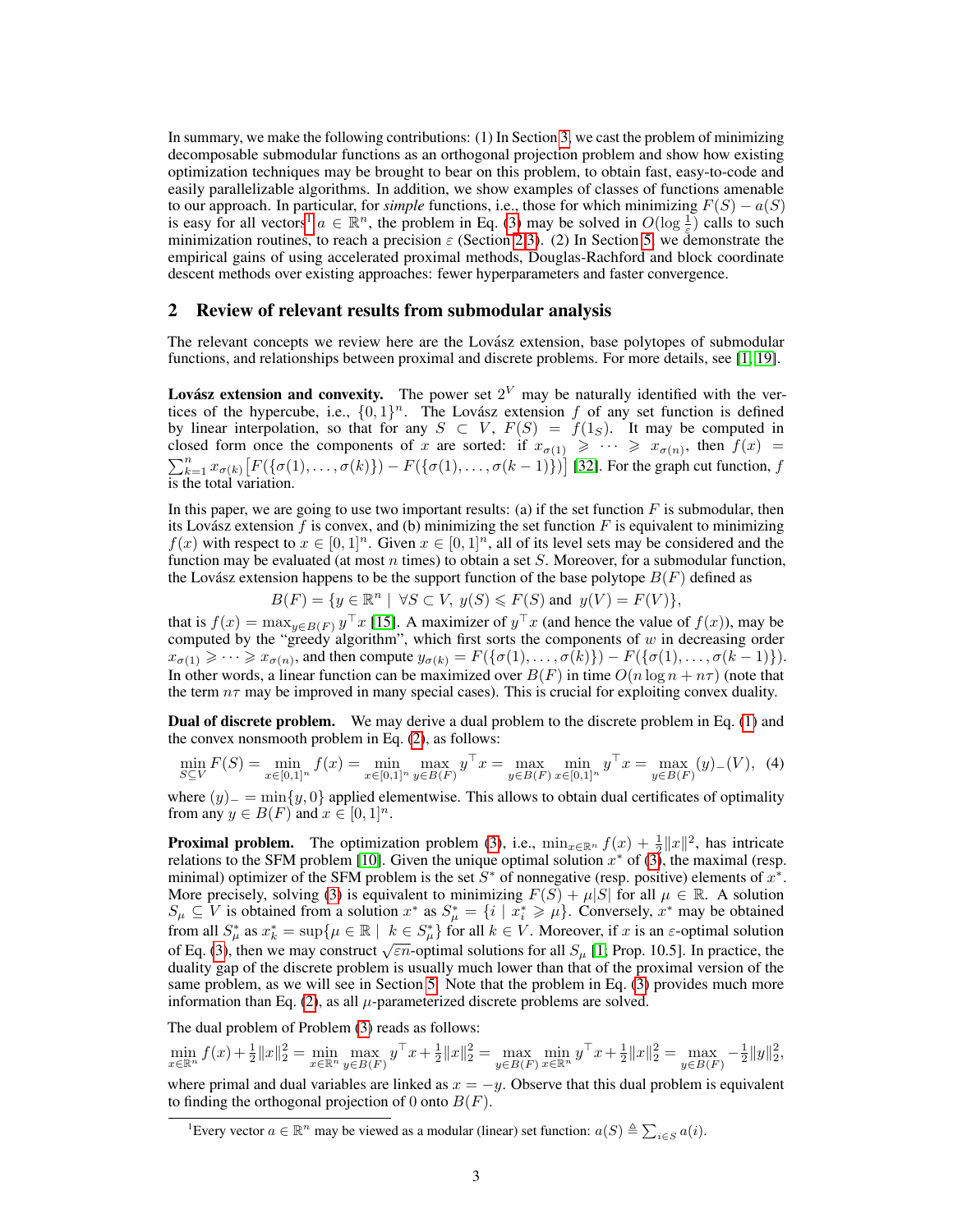In summary, we make the following contributions: (1) In Section 3, we cast the problem of minimizing decomposable submodular functions as an orthogonal projection problem and show how existing optimization techniques may be brought to bear on this problem, to obtain fast, easy-to-code and easily parallelizable algorithms. In addition, we show examples of classes of functions amenable to our approach. In particular, for *simple* functions, i.e., those for which minimizing $F(S) - a(S)$ is easy for all vectors[1] $a \in \mathbb{R}^n$, the problem in Eq. (3) may be solved in $O(\log \frac{1}{\varepsilon})$ calls to such minimization routines, to reach a precision $\varepsilon$ (Section 2,3). (2) In Section 5, we demonstrate the empirical gains of using accelerated proximal methods, Douglas-Rachford and block coordinate descent methods over existing approaches: fewer hyperparameters and faster convergence.

## 2 Review of relevant results from submodular analysis

The relevant concepts we review here are the Lovász extension, base polytopes of submodular functions, and relationships between proximal and discrete problems. For more details, see [1, 19].

**Lovász extension and convexity.** The power set $2^V$ may be naturally identified with the vertices of the hypercube, i.e., $\{0,1\}^n$. The Lovász extension $f$ of any set function is defined by linear interpolation, so that for any $S \subset V$, $F(S) = f(1_S)$. It may be computed in closed form once the components of $x$ are sorted: if $x_{\sigma(1)} \geqslant \cdots \geqslant x_{\sigma(n)}$, then $f(x) = \sum_{k=1}^n x_{\sigma(k)} \big[ F(\{\sigma(1), \dots, \sigma(k)\}) - F(\{\sigma(1), \dots, \sigma(k-1)\}) \big]$ [32]. For the graph cut function, $f$ is the total variation.

In this paper, we are going to use two important results: (a) if the set function $F$ is submodular, then its Lovász extension $f$ is convex, and (b) minimizing the set function $F$ is equivalent to minimizing $f(x)$ with respect to $x \in [0,1]^n$. Given $x \in [0,1]^n$, all of its level sets may be considered and the function may be evaluated (at most $n$ times) to obtain a set $S$. Moreover, for a submodular function, the Lovász extension happens to be the support function of the base polytope $B(F)$ defined as

$$B(F) = \{ y \in \mathbb{R}^n \mid \forall S \subset V, \ y(S) \leqslant F(S) \text{ and } \ y(V) = F(V) \},$$

that is $f(x) = \max_{y \in B(F)} y^\top x$ [15]. A maximizer of $y^\top x$ (and hence the value of $f(x)$), may be computed by the "greedy algorithm", which first sorts the components of $w$ in decreasing order $x_{\sigma(1)} \geqslant \cdots \geqslant x_{\sigma(n)}$, and then compute $y_{\sigma(k)} = F(\{\sigma(1), \dots, \sigma(k)\}) - F(\{\sigma(1), \dots, \sigma(k-1)\})$. In other words, a linear function can be maximized over $B(F)$ in time $O(n \log n + n\tau)$ (note that the term $n\tau$ may be improved in many special cases). This is crucial for exploiting convex duality.

**Dual of discrete problem.** We may derive a dual problem to the discrete problem in Eq. (1) and the convex nonsmooth problem in Eq. (2), as follows:

$$\min_{S \subseteq V} F(S) = \min_{x \in [0,1]^n} f(x) = \min_{x \in [0,1]^n} \max_{y \in B(F)} y^\top x = \max_{y \in B(F)} \min_{x \in [0,1]^n} y^\top x = \max_{y \in B(F)} (y)_-(V), \quad (4)$$

where $(y)_- = \min\{y, 0\}$ applied elementwise. This allows to obtain dual certificates of optimality from any $y \in B(F)$ and $x \in [0,1]^n$.

**Proximal problem.** The optimization problem (3), i.e., $\min_{x \in \mathbb{R}^n} f(x) + \frac{1}{2}\|x\|^2$, has intricate relations to the SFM problem [10]. Given the unique optimal solution $x^*$ of (3), the maximal (resp. minimal) optimizer of the SFM problem is the set $S^*$ of nonnegative (resp. positive) elements of $x^*$. More precisely, solving (3) is equivalent to minimizing $F(S) + \mu|S|$ for all $\mu \in \mathbb{R}$. A solution $S_\mu \subseteq V$ is obtained from a solution $x^*$ as $S_\mu^* = \{ i \mid x_i^* \geqslant \mu \}$. Conversely, $x^*$ may be obtained from all $S_\mu^*$ as $x_k^* = \sup\{ \mu \in \mathbb{R} \mid k \in S_\mu^* \}$ for all $k \in V$. Moreover, if $x$ is an $\varepsilon$-optimal solution of Eq. (3), then we may construct $\sqrt{\varepsilon n}$-optimal solutions for all $S_\mu$ [1; Prop. 10.5]. In practice, the duality gap of the discrete problem is usually much lower than that of the proximal version of the same problem, as we will see in Section 5. Note that the problem in Eq. (3) provides much more information than Eq. (2), as all $\mu$-parameterized discrete problems are solved.

The dual problem of Problem (3) reads as follows:

$$\min_{x \in \mathbb{R}^n} f(x) + \tfrac{1}{2}\|x\|_2^2 = \min_{x \in \mathbb{R}^n} \max_{y \in B(F)} y^\top x + \tfrac{1}{2}\|x\|_2^2 = \max_{y \in B(F)} \min_{x \in \mathbb{R}^n} y^\top x + \tfrac{1}{2}\|x\|_2^2 = \max_{y \in B(F)} -\tfrac{1}{2}\|y\|_2^2,$$

where primal and dual variables are linked as $x = -y$. Observe that this dual problem is equivalent to finding the orthogonal projection of 0 onto $B(F)$.

---

[1] Every vector $a \in \mathbb{R}^n$ may be viewed as a modular (linear) set function: $a(S) \triangleq \sum_{i \in S} a(i)$.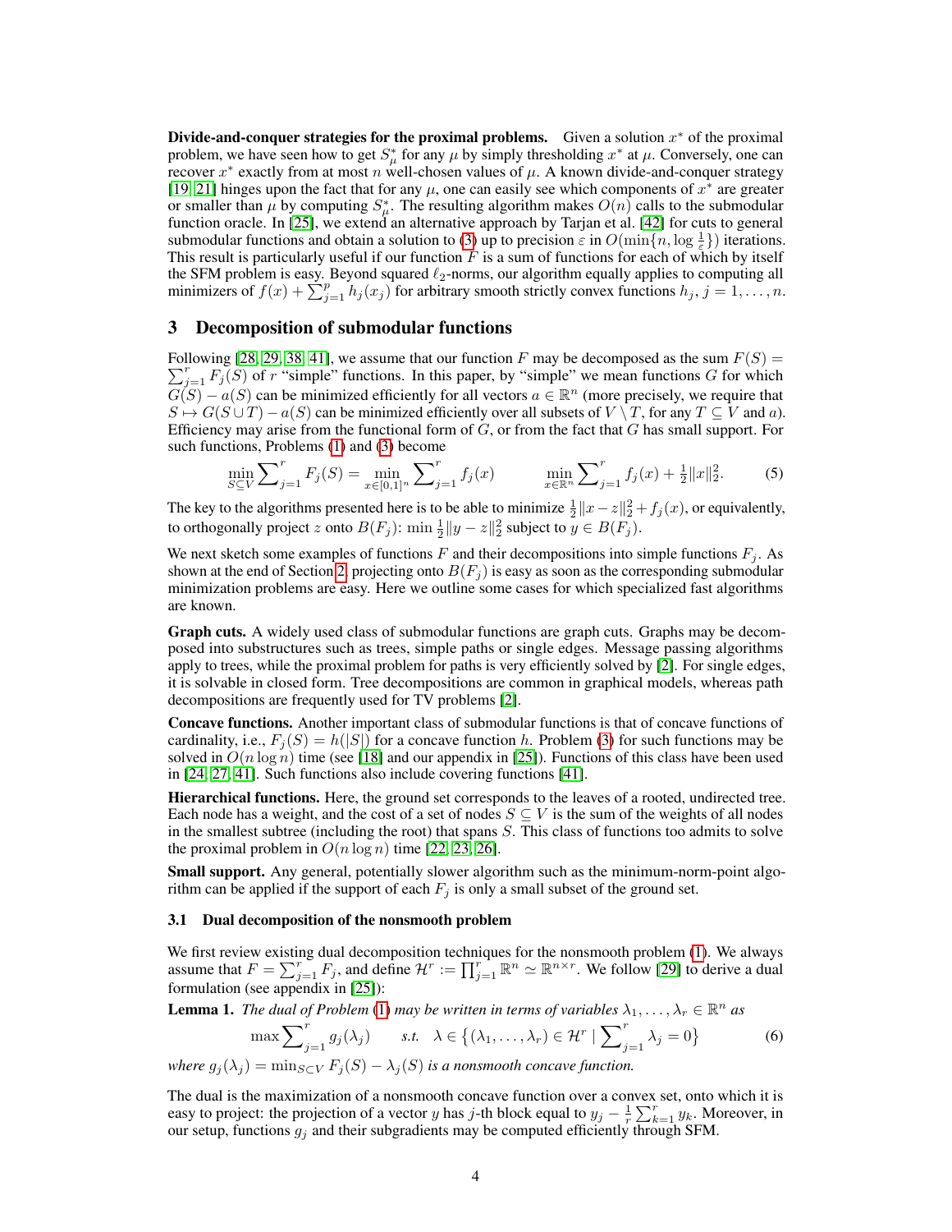**Divide-and-conquer strategies for the proximal problems.** Given a solution $x^*$ of the proximal problem, we have seen how to get $S^*_\mu$ for any $\mu$ by simply thresholding $x^*$ at $\mu$. Conversely, one can recover $x^*$ exactly from at most $n$ well-chosen values of $\mu$. A known divide-and-conquer strategy [19, 21] hinges upon the fact that for any $\mu$, one can easily see which components of $x^*$ are greater or smaller than $\mu$ by computing $S^*_\mu$. The resulting algorithm makes $O(n)$ calls to the submodular function oracle. In [25], we extend an alternative approach by Tarjan et al. [42] for cuts to general submodular functions and obtain a solution to (3) up to precision $\varepsilon$ in $O(\min\{n, \log \frac{1}{\varepsilon}\})$ iterations. This result is particularly useful if our function $F$ is a sum of functions for each of which by itself the SFM problem is easy. Beyond squared $\ell_2$-norms, our algorithm equally applies to computing all minimizers of $f(x) + \sum_{j=1}^p h_j(x_j)$ for arbitrary smooth strictly convex functions $h_j$, $j = 1, \ldots, n$.

## 3 Decomposition of submodular functions

Following [28, 29, 38, 41], we assume that our function $F$ may be decomposed as the sum $F(S) = \sum_{j=1}^r F_j(S)$ of $r$ "simple" functions. In this paper, by "simple" we mean functions $G$ for which $G(S) - a(S)$ can be minimized efficiently for all vectors $a \in \mathbb{R}^n$ (more precisely, we require that $S \mapsto G(S \cup T) - a(S)$ can be minimized efficiently over all subsets of $V \setminus T$, for any $T \subseteq V$ and $a$). Efficiency may arise from the functional form of $G$, or from the fact that $G$ has small support. For such functions, Problems (1) and (3) become

$$\min_{S \subseteq V} \sum_{j=1}^r F_j(S) = \min_{x \in [0,1]^n} \sum_{j=1}^r f_j(x) \qquad \min_{x \in \mathbb{R}^n} \sum_{j=1}^r f_j(x) + \tfrac{1}{2}\|x\|_2^2. \tag{5}$$

The key to the algorithms presented here is to be able to minimize $\frac{1}{2}\|x - z\|_2^2 + f_j(x)$, or equivalently, to orthogonally project $z$ onto $B(F_j)$: $\min \frac{1}{2}\|y - z\|_2^2$ subject to $y \in B(F_j)$.

We next sketch some examples of functions $F$ and their decompositions into simple functions $F_j$. As shown at the end of Section 2, projecting onto $B(F_j)$ is easy as soon as the corresponding submodular minimization problems are easy. Here we outline some cases for which specialized fast algorithms are known.

**Graph cuts.** A widely used class of submodular functions are graph cuts. Graphs may be decomposed into substructures such as trees, simple paths or single edges. Message passing algorithms apply to trees, while the proximal problem for paths is very efficiently solved by [2]. For single edges, it is solvable in closed form. Tree decompositions are common in graphical models, whereas path decompositions are frequently used for TV problems [2].

**Concave functions.** Another important class of submodular functions is that of concave functions of cardinality, i.e., $F_j(S) = h(|S|)$ for a concave function $h$. Problem (3) for such functions may be solved in $O(n \log n)$ time (see [18] and our appendix in [25]). Functions of this class have been used in [24, 27, 41]. Such functions also include covering functions [41].

**Hierarchical functions.** Here, the ground set corresponds to the leaves of a rooted, undirected tree. Each node has a weight, and the cost of a set of nodes $S \subseteq V$ is the sum of the weights of all nodes in the smallest subtree (including the root) that spans $S$. This class of functions too admits to solve the proximal problem in $O(n \log n)$ time [22, 23, 26].

**Small support.** Any general, potentially slower algorithm such as the minimum-norm-point algorithm can be applied if the support of each $F_j$ is only a small subset of the ground set.

### 3.1 Dual decomposition of the nonsmooth problem

We first review existing dual decomposition techniques for the nonsmooth problem (1). We always assume that $F = \sum_{j=1}^r F_j$, and define $\mathcal{H}^r := \prod_{j=1}^r \mathbb{R}^n \simeq \mathbb{R}^{n \times r}$. We follow [29] to derive a dual formulation (see appendix in [25]):

**Lemma 1.** *The dual of Problem (1) may be written in terms of variables $\lambda_1, \ldots, \lambda_r \in \mathbb{R}^n$ as*

$$\max \sum_{j=1}^r g_j(\lambda_j) \qquad \text{s.t.} \quad \lambda \in \big\{(\lambda_1, \ldots, \lambda_r) \in \mathcal{H}^r \mid \sum_{j=1}^r \lambda_j = 0\big\} \tag{6}$$

*where $g_j(\lambda_j) = \min_{S \subset V} F_j(S) - \lambda_j(S)$ is a nonsmooth concave function.*

The dual is the maximization of a nonsmooth concave function over a convex set, onto which it is easy to project: the projection of a vector $y$ has $j$-th block equal to $y_j - \frac{1}{r}\sum_{k=1}^r y_k$. Moreover, in our setup, functions $g_j$ and their subgradients may be computed efficiently through SFM.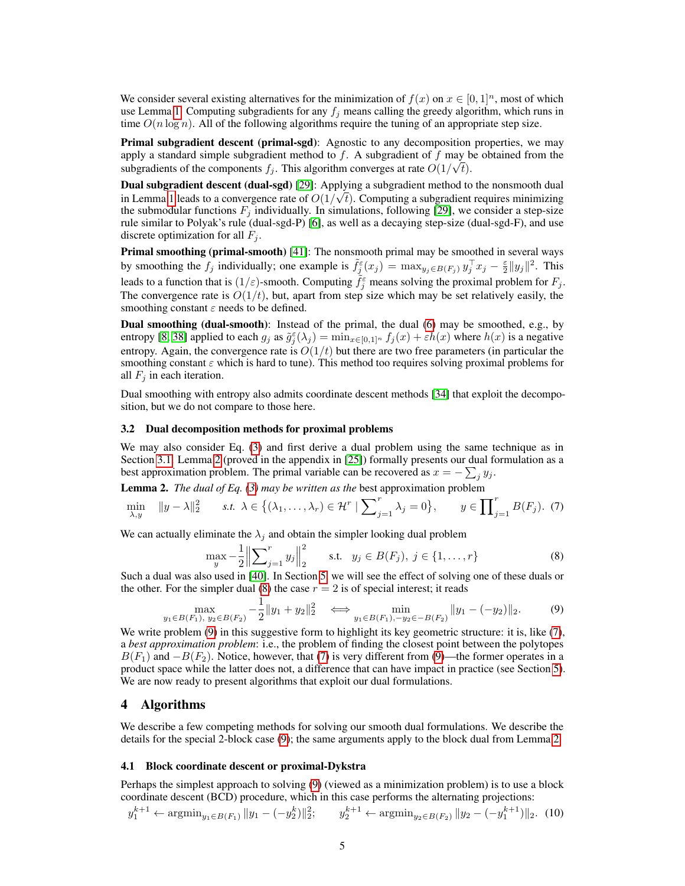We consider several existing alternatives for the minimization of $f(x)$ on $x \in [0,1]^n$, most of which use Lemma 1. Computing subgradients for any $f_j$ means calling the greedy algorithm, which runs in time $O(n \log n)$. All of the following algorithms require the tuning of an appropriate step size.

**Primal subgradient descent (primal-sgd)**: Agnostic to any decomposition properties, we may apply a standard simple subgradient method to $f$. A subgradient of $f$ may be obtained from the subgradients of the components $f_j$. This algorithm converges at rate $O(1/\sqrt{t})$.

**Dual subgradient descent (dual-sgd)** [29]: Applying a subgradient method to the nonsmooth dual in Lemma 1 leads to a convergence rate of $O(1/\sqrt{t})$. Computing a subgradient requires minimizing the submodular functions $F_j$ individually. In simulations, following [29], we consider a step-size rule similar to Polyak's rule (dual-sgd-P) [6], as well as a decaying step-size (dual-sgd-F), and use discrete optimization for all $F_j$.

**Primal smoothing (primal-smooth)** [41]: The nonsmooth primal may be smoothed in several ways by smoothing the $f_j$ individually; one example is $\tilde{f}_j^\varepsilon(x_j) = \max_{y_j \in B(F_j)} y_j^\top x_j - \frac{\varepsilon}{2}\|y_j\|^2$. This leads to a function that is $(1/\varepsilon)$-smooth. Computing $\tilde{f}_j^\varepsilon$ means solving the proximal problem for $F_j$. The convergence rate is $O(1/t)$, but, apart from step size which may be set relatively easily, the smoothing constant $\varepsilon$ needs to be defined.

**Dual smoothing (dual-smooth)**: Instead of the primal, the dual (6) may be smoothed, e.g., by entropy [8, 38] applied to each $g_j$ as $\tilde{g}_j^\varepsilon(\lambda_j) = \min_{x \in [0,1]^n} f_j(x) + \varepsilon h(x)$ where $h(x)$ is a negative entropy. Again, the convergence rate is $O(1/t)$ but there are two free parameters (in particular the smoothing constant $\varepsilon$ which is hard to tune). This method too requires solving proximal problems for all $F_j$ in each iteration.

Dual smoothing with entropy also admits coordinate descent methods [34] that exploit the decomposition, but we do not compare to those here.

### 3.2 Dual decomposition methods for proximal problems

We may also consider Eq. (3) and first derive a dual problem using the same technique as in Section 3.1. Lemma 2 (proved in the appendix in [25]) formally presents our dual formulation as a best approximation problem. The primal variable can be recovered as $x = -\sum_j y_j$.

**Lemma 2.** *The dual of Eq. (3) may be written as the* best approximation problem

$$\min_{\lambda, y} \quad \|y - \lambda\|_2^2 \qquad \text{s.t. } \lambda \in \Big\{(\lambda_1, \ldots, \lambda_r) \in \mathcal{H}^r \mid \sum\nolimits_{j=1}^r \lambda_j = 0\Big\}, \qquad y \in \prod\nolimits_{j=1}^r B(F_j). \quad (7)$$

We can actually eliminate the $\lambda_j$ and obtain the simpler looking dual problem

$$\max_y -\frac{1}{2}\Big\|\sum\nolimits_{j=1}^r y_j\Big\|_2^2 \qquad \text{s.t.} \quad y_j \in B(F_j),\ j \in \{1, \ldots, r\} \quad (8)$$

Such a dual was also used in [40]. In Section 5, we will see the effect of solving one of these duals or the other. For the simpler dual (8) the case $r = 2$ is of special interest; it reads

$$\max_{y_1 \in B(F_1),\ y_2 \in B(F_2)} -\frac{1}{2}\|y_1 + y_2\|_2^2 \quad \iff \quad \min_{y_1 \in B(F_1), -y_2 \in -B(F_2)} \|y_1 - (-y_2)\|_2. \quad (9)$$

We write problem (9) in this suggestive form to highlight its key geometric structure: it is, like (7), a *best approximation problem*: i.e., the problem of finding the closest point between the polytopes $B(F_1)$ and $-B(F_2)$. Notice, however, that (7) is very different from (9)—the former operates in a product space while the latter does not, a difference that can have impact in practice (see Section 5). We are now ready to present algorithms that exploit our dual formulations.

## 4 Algorithms

We describe a few competing methods for solving our smooth dual formulations. We describe the details for the special 2-block case (9); the same arguments apply to the block dual from Lemma 2.

### 4.1 Block coordinate descent or proximal-Dykstra

Perhaps the simplest approach to solving (9) (viewed as a minimization problem) is to use a block coordinate descent (BCD) procedure, which in this case performs the alternating projections:

$$y_1^{k+1} \leftarrow \operatorname{argmin}_{y_1 \in B(F_1)} \|y_1 - (-y_2^k)\|_2^2; \qquad y_2^{k+1} \leftarrow \operatorname{argmin}_{y_2 \in B(F_2)} \|y_2 - (-y_1^{k+1})\|_2. \quad (10)$$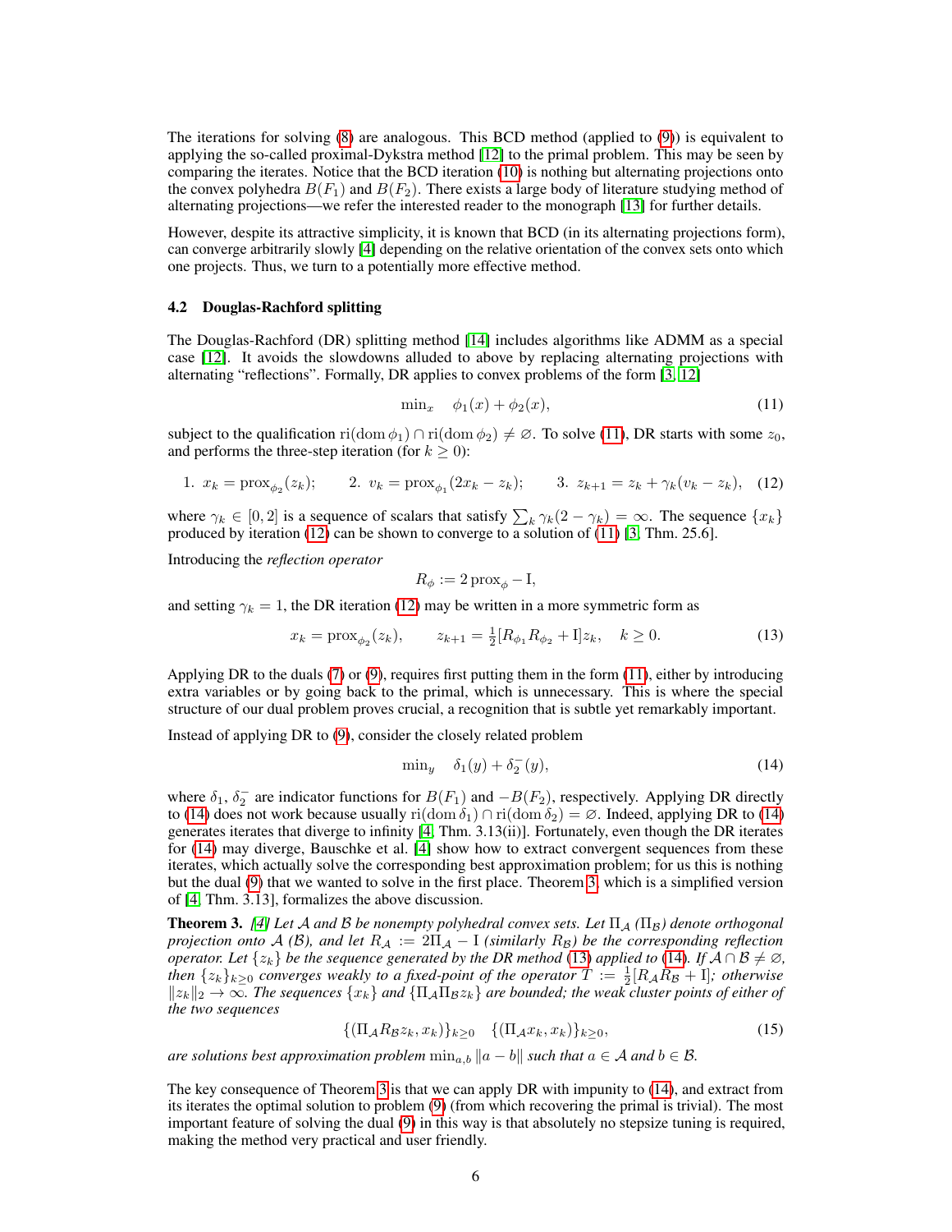The iterations for solving (8) are analogous. This BCD method (applied to (9)) is equivalent to applying the so-called proximal-Dykstra method [12] to the primal problem. This may be seen by comparing the iterates. Notice that the BCD iteration (10) is nothing but alternating projections onto the convex polyhedra $B(F_1)$ and $B(F_2)$. There exists a large body of literature studying method of alternating projections—we refer the interested reader to the monograph [13] for further details.

However, despite its attractive simplicity, it is known that BCD (in its alternating projections form), can converge arbitrarily slowly [4] depending on the relative orientation of the convex sets onto which one projects. Thus, we turn to a potentially more effective method.

### 4.2 Douglas-Rachford splitting

The Douglas-Rachford (DR) splitting method [14] includes algorithms like ADMM as a special case [12]. It avoids the slowdowns alluded to above by replacing alternating projections with alternating "reflections". Formally, DR applies to convex problems of the form [3, 12]

$$\min_x \quad \phi_1(x) + \phi_2(x), \tag{11}$$

subject to the qualification $\mathrm{ri}(\mathrm{dom}\,\phi_1) \cap \mathrm{ri}(\mathrm{dom}\,\phi_2) \neq \varnothing$. To solve (11), DR starts with some $z_0$, and performs the three-step iteration (for $k \geq 0$):

$$1.\ x_k = \mathrm{prox}_{\phi_2}(z_k); \qquad 2.\ v_k = \mathrm{prox}_{\phi_1}(2x_k - z_k); \qquad 3.\ z_{k+1} = z_k + \gamma_k(v_k - z_k), \tag{12}$$

where $\gamma_k \in [0, 2]$ is a sequence of scalars that satisfy $\sum_k \gamma_k(2 - \gamma_k) = \infty$. The sequence $\{x_k\}$ produced by iteration (12) can be shown to converge to a solution of (11) [3, Thm. 25.6].

Introducing the *reflection operator*

$$R_\phi := 2\,\mathrm{prox}_\phi - \mathrm{I},$$

and setting $\gamma_k = 1$, the DR iteration (12) may be written in a more symmetric form as

$$x_k = \mathrm{prox}_{\phi_2}(z_k), \qquad z_{k+1} = \tfrac{1}{2}[R_{\phi_1} R_{\phi_2} + \mathrm{I}]z_k, \quad k \geq 0. \tag{13}$$

Applying DR to the duals (7) or (9), requires first putting them in the form (11), either by introducing extra variables or by going back to the primal, which is unnecessary. This is where the special structure of our dual problem proves crucial, a recognition that is subtle yet remarkably important.

Instead of applying DR to (9), consider the closely related problem

$$\min_y \quad \delta_1(y) + \delta_2^-(y), \tag{14}$$

where $\delta_1$, $\delta_2^-$ are indicator functions for $B(F_1)$ and $-B(F_2)$, respectively. Applying DR directly to (14) does not work because usually $\mathrm{ri}(\mathrm{dom}\,\delta_1) \cap \mathrm{ri}(\mathrm{dom}\,\delta_2) = \varnothing$. Indeed, applying DR to (14) generates iterates that diverge to infinity [4, Thm. 3.13(ii)]. Fortunately, even though the DR iterates for (14) may diverge, Bauschke et al. [4] show how to extract convergent sequences from these iterates, which actually solve the corresponding best approximation problem; for us this is nothing but the dual (9) that we wanted to solve in the first place. Theorem 3, which is a simplified version of [4, Thm. 3.13], formalizes the above discussion.

**Theorem 3.** *[4] Let $\mathcal{A}$ and $\mathcal{B}$ be nonempty polyhedral convex sets. Let $\Pi_\mathcal{A}$ ($\Pi_\mathcal{B}$) denote orthogonal projection onto $\mathcal{A}$ ($\mathcal{B}$), and let $R_\mathcal{A} := 2\Pi_\mathcal{A} - \mathrm{I}$ (similarly $R_\mathcal{B}$) be the corresponding reflection operator. Let $\{z_k\}$ be the sequence generated by the DR method (13) applied to (14). If $\mathcal{A} \cap \mathcal{B} \neq \varnothing$, then $\{z_k\}_{k\geq 0}$ converges weakly to a fixed-point of the operator $T := \frac{1}{2}[R_\mathcal{A} R_\mathcal{B} + \mathrm{I}]$; otherwise $\|z_k\|_2 \to \infty$. The sequences $\{x_k\}$ and $\{\Pi_\mathcal{A}\Pi_\mathcal{B} z_k\}$ are bounded; the weak cluster points of either of the two sequences*

$$\{(\Pi_\mathcal{A} R_\mathcal{B} z_k, x_k)\}_{k\geq 0} \quad \{(\Pi_\mathcal{A} x_k, x_k)\}_{k\geq 0}, \tag{15}$$

*are solutions best approximation problem $\min_{a,b} \|a - b\|$ such that $a \in \mathcal{A}$ and $b \in \mathcal{B}$.*

The key consequence of Theorem 3 is that we can apply DR with impunity to (14), and extract from its iterates the optimal solution to problem (9) (from which recovering the primal is trivial). The most important feature of solving the dual (9) in this way is that absolutely no stepsize tuning is required, making the method very practical and user friendly.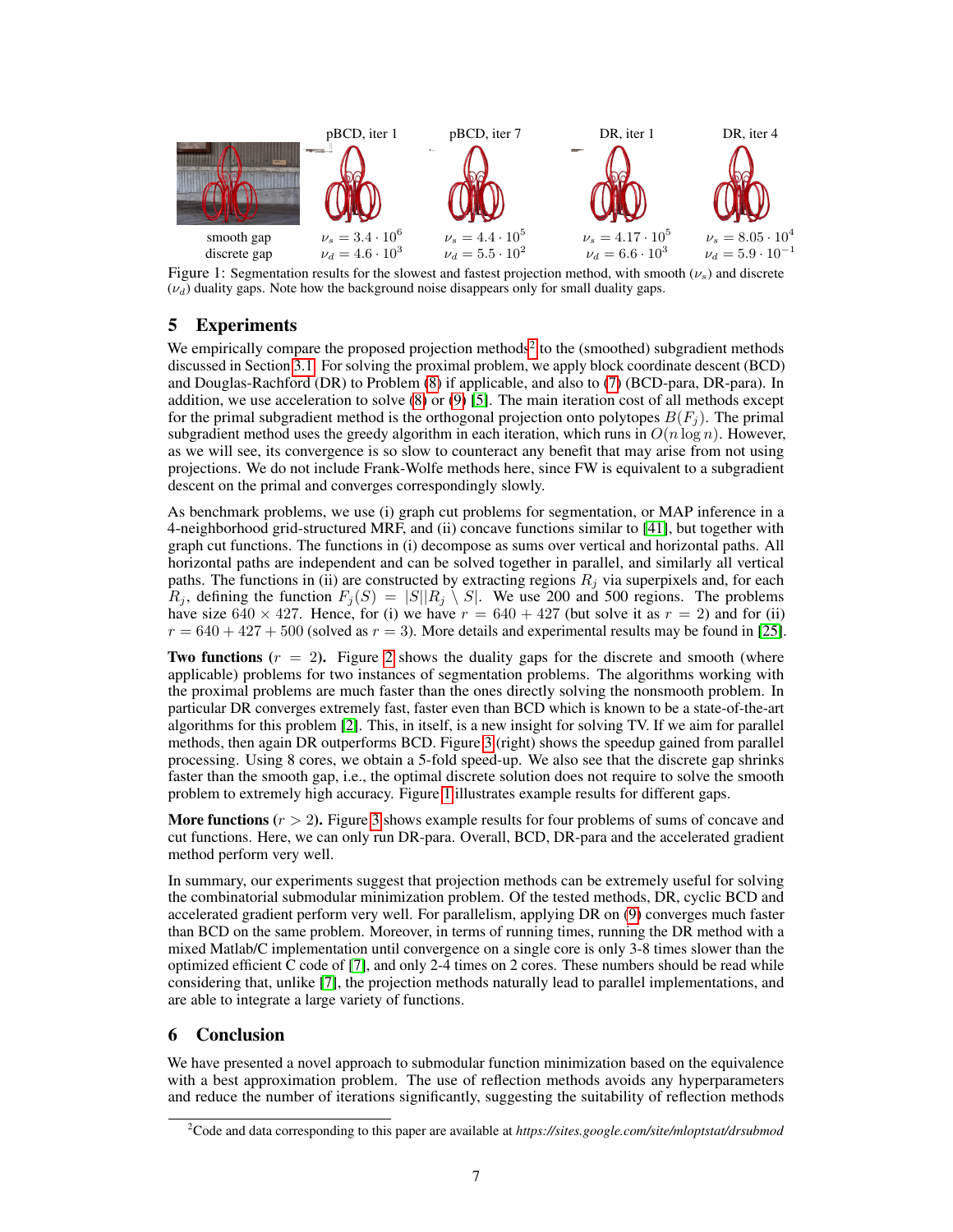| | pBCD, iter 1 | pBCD, iter 7 | DR, iter 1 | DR, iter 4 |
|---|---|---|---|---|
| smooth gap | $\nu_s = 3.4 \cdot 10^6$ | $\nu_s = 4.4 \cdot 10^5$ | $\nu_s = 4.17 \cdot 10^5$ | $\nu_s = 8.05 \cdot 10^4$ |
| discrete gap | $\nu_d = 4.6 \cdot 10^3$ | $\nu_d = 5.5 \cdot 10^2$ | $\nu_d = 6.6 \cdot 10^3$ | $\nu_d = 5.9 \cdot 10^{-1}$ |

Figure 1: Segmentation results for the slowest and fastest projection method, with smooth ($\nu_s$) and discrete ($\nu_d$) duality gaps. Note how the background noise disappears only for small duality gaps.

## 5 Experiments

We empirically compare the proposed projection methods[2] to the (smoothed) subgradient methods discussed in Section 3.1. For solving the proximal problem, we apply block coordinate descent (BCD) and Douglas-Rachford (DR) to Problem (8) if applicable, and also to (7) (BCD-para, DR-para). In addition, we use acceleration to solve (8) or (9) [5]. The main iteration cost of all methods except for the primal subgradient method is the orthogonal projection onto polytopes $B(F_j)$. The primal subgradient method uses the greedy algorithm in each iteration, which runs in $O(n \log n)$. However, as we will see, its convergence is so slow to counteract any benefit that may arise from not using projections. We do not include Frank-Wolfe methods here, since FW is equivalent to a subgradient descent on the primal and converges correspondingly slowly.

As benchmark problems, we use (i) graph cut problems for segmentation, or MAP inference in a 4-neighborhood grid-structured MRF, and (ii) concave functions similar to [41], but together with graph cut functions. The functions in (i) decompose as sums over vertical and horizontal paths. All horizontal paths are independent and can be solved together in parallel, and similarly all vertical paths. The functions in (ii) are constructed by extracting regions $R_j$ via superpixels and, for each $R_j$, defining the function $F_j(S) = |S||R_j \setminus S|$. We use 200 and 500 regions. The problems have size $640 \times 427$. Hence, for (i) we have $r = 640 + 427$ (but solve it as $r = 2$) and for (ii) $r = 640 + 427 + 500$ (solved as $r = 3$). More details and experimental results may be found in [25].

**Two functions** ($r = 2$)**.** Figure 2 shows the duality gaps for the discrete and smooth (where applicable) problems for two instances of segmentation problems. The algorithms working with the proximal problems are much faster than the ones directly solving the nonsmooth problem. In particular DR converges extremely fast, faster even than BCD which is known to be a state-of-the-art algorithms for this problem [2]. This, in itself, is a new insight for solving TV. If we aim for parallel methods, then again DR outperforms BCD. Figure 3 (right) shows the speedup gained from parallel processing. Using 8 cores, we obtain a 5-fold speed-up. We also see that the discrete gap shrinks faster than the smooth gap, i.e., the optimal discrete solution does not require to solve the smooth problem to extremely high accuracy. Figure 1 illustrates example results for different gaps.

**More functions** ($r > 2$)**.** Figure 3 shows example results for four problems of sums of concave and cut functions. Here, we can only run DR-para. Overall, BCD, DR-para and the accelerated gradient method perform very well.

In summary, our experiments suggest that projection methods can be extremely useful for solving the combinatorial submodular minimization problem. Of the tested methods, DR, cyclic BCD and accelerated gradient perform very well. For parallelism, applying DR on (9) converges much faster than BCD on the same problem. Moreover, in terms of running times, running the DR method with a mixed Matlab/C implementation until convergence on a single core is only 3-8 times slower than the optimized efficient C code of [7], and only 2-4 times on 2 cores. These numbers should be read while considering that, unlike [7], the projection methods naturally lead to parallel implementations, and are able to integrate a large variety of functions.

## 6 Conclusion

We have presented a novel approach to submodular function minimization based on the equivalence with a best approximation problem. The use of reflection methods avoids any hyperparameters and reduce the number of iterations significantly, suggesting the suitability of reflection methods

[2] Code and data corresponding to this paper are available at *https://sites.google.com/site/mloptstat/drsubmod*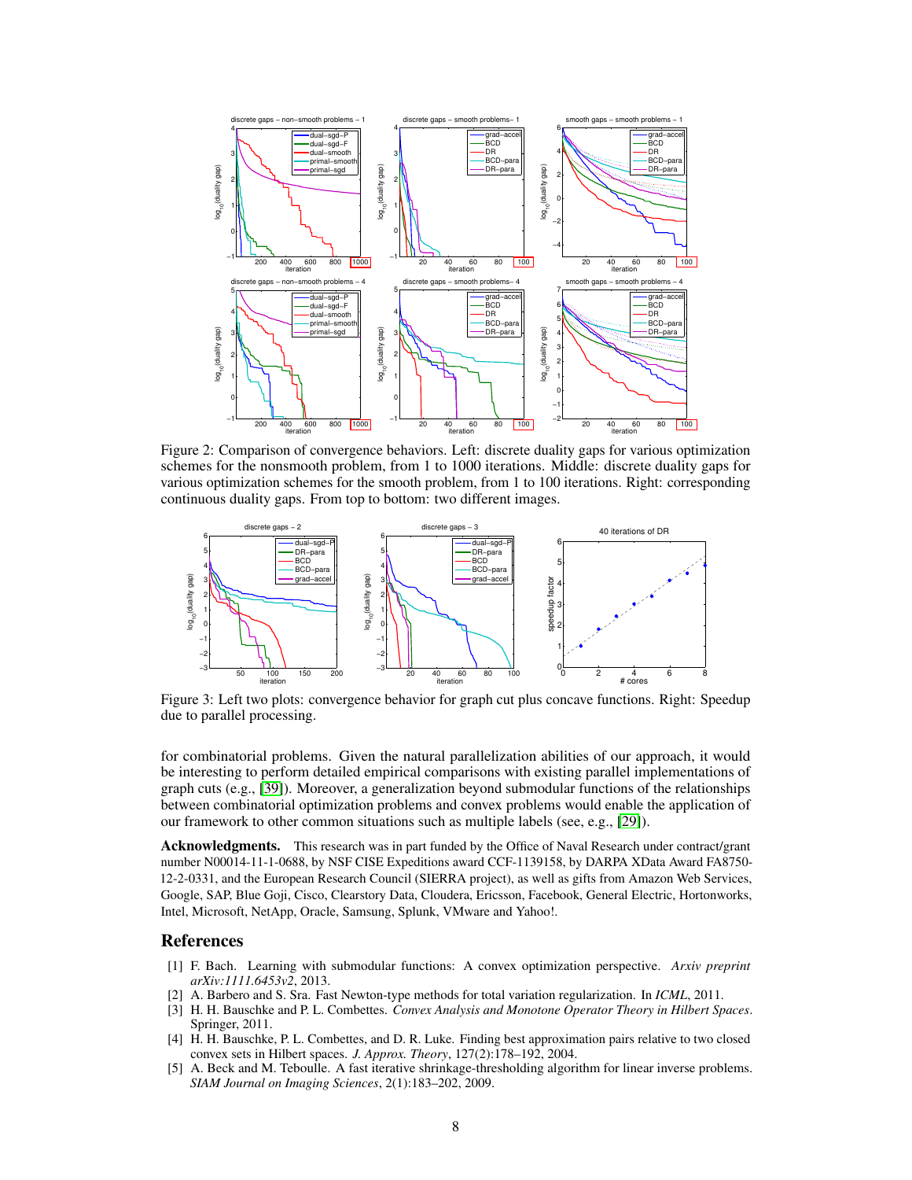Figure 2: Comparison of convergence behaviors. Left: discrete duality gaps for various optimization schemes for the nonsmooth problem, from 1 to 1000 iterations. Middle: discrete duality gaps for various optimization schemes for the smooth problem, from 1 to 100 iterations. Right: corresponding continuous duality gaps. From top to bottom: two different images.

Figure 3: Left two plots: convergence behavior for graph cut plus concave functions. Right: Speedup due to parallel processing.

for combinatorial problems. Given the natural parallelization abilities of our approach, it would be interesting to perform detailed empirical comparisons with existing parallel implementations of graph cuts (e.g., [39]). Moreover, a generalization beyond submodular functions of the relationships between combinatorial optimization problems and convex problems would enable the application of our framework to other common situations such as multiple labels (see, e.g., [29]).

**Acknowledgments.** This research was in part funded by the Office of Naval Research under contract/grant number N00014-11-1-0688, by NSF CISE Expeditions award CCF-1139158, by DARPA XData Award FA8750-12-2-0331, and the European Research Council (SIERRA project), as well as gifts from Amazon Web Services, Google, SAP, Blue Goji, Cisco, Clearstory Data, Cloudera, Ericsson, Facebook, General Electric, Hortonworks, Intel, Microsoft, NetApp, Oracle, Samsung, Splunk, VMware and Yahoo!.

## References

[1] F. Bach. Learning with submodular functions: A convex optimization perspective. *Arxiv preprint arXiv:1111.6453v2*, 2013.

[2] A. Barbero and S. Sra. Fast Newton-type methods for total variation regularization. In *ICML*, 2011.

[3] H. H. Bauschke and P. L. Combettes. *Convex Analysis and Monotone Operator Theory in Hilbert Spaces*. Springer, 2011.

[4] H. H. Bauschke, P. L. Combettes, and D. R. Luke. Finding best approximation pairs relative to two closed convex sets in Hilbert spaces. *J. Approx. Theory*, 127(2):178–192, 2004.

[5] A. Beck and M. Teboulle. A fast iterative shrinkage-thresholding algorithm for linear inverse problems. *SIAM Journal on Imaging Sciences*, 2(1):183–202, 2009.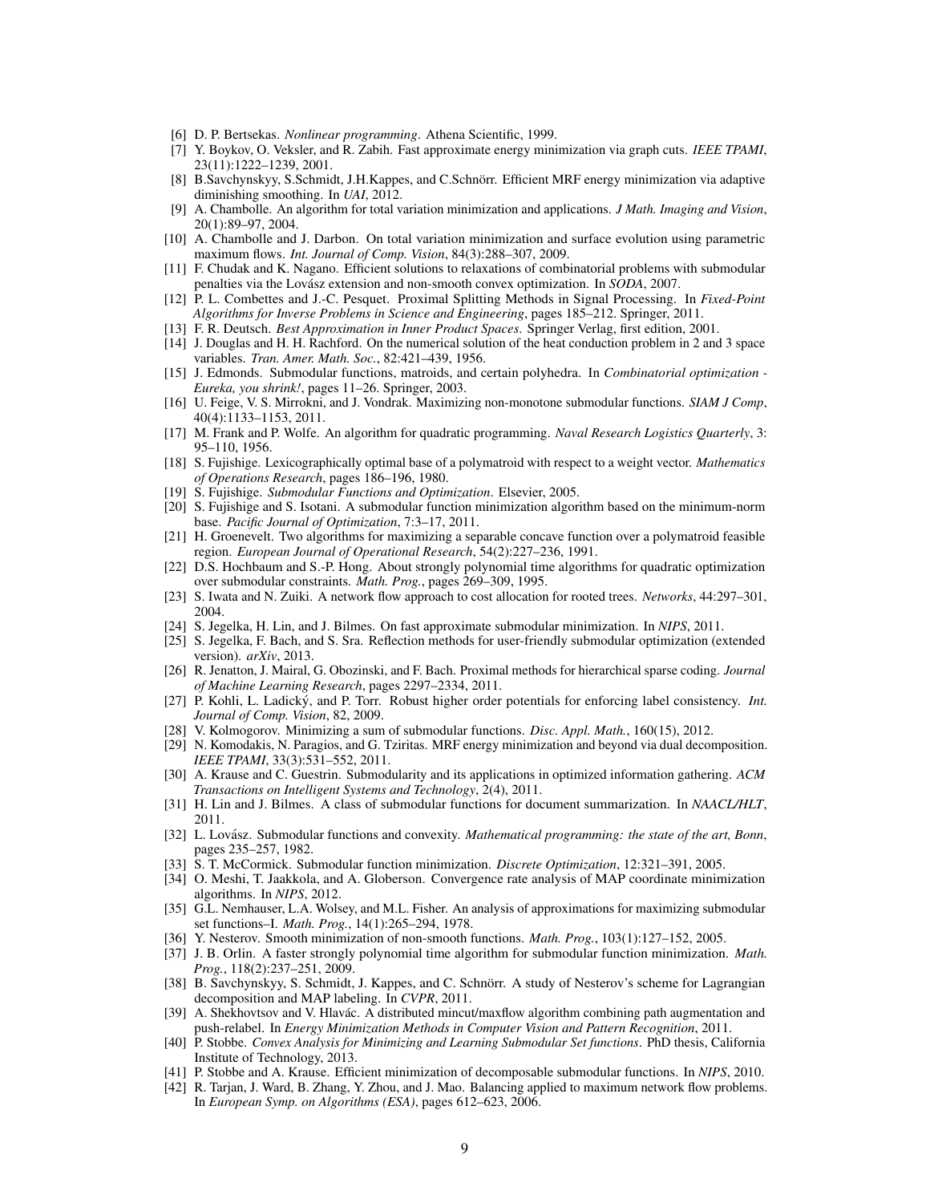[6] D. P. Bertsekas. *Nonlinear programming*. Athena Scientific, 1999.

[7] Y. Boykov, O. Veksler, and R. Zabih. Fast approximate energy minimization via graph cuts. *IEEE TPAMI*, 23(11):1222–1239, 2001.

[8] B.Savchynskyy, S.Schmidt, J.H.Kappes, and C.Schnörr. Efficient MRF energy minimization via adaptive diminishing smoothing. In *UAI*, 2012.

[9] A. Chambolle. An algorithm for total variation minimization and applications. *J Math. Imaging and Vision*, 20(1):89–97, 2004.

[10] A. Chambolle and J. Darbon. On total variation minimization and surface evolution using parametric maximum flows. *Int. Journal of Comp. Vision*, 84(3):288–307, 2009.

[11] F. Chudak and K. Nagano. Efficient solutions to relaxations of combinatorial problems with submodular penalties via the Lovász extension and non-smooth convex optimization. In *SODA*, 2007.

[12] P. L. Combettes and J.-C. Pesquet. Proximal Splitting Methods in Signal Processing. In *Fixed-Point Algorithms for Inverse Problems in Science and Engineering*, pages 185–212. Springer, 2011.

[13] F. R. Deutsch. *Best Approximation in Inner Product Spaces*. Springer Verlag, first edition, 2001.

[14] J. Douglas and H. H. Rachford. On the numerical solution of the heat conduction problem in 2 and 3 space variables. *Tran. Amer. Math. Soc.*, 82:421–439, 1956.

[15] J. Edmonds. Submodular functions, matroids, and certain polyhedra. In *Combinatorial optimization - Eureka, you shrink!*, pages 11–26. Springer, 2003.

[16] U. Feige, V. S. Mirrokni, and J. Vondrak. Maximizing non-monotone submodular functions. *SIAM J Comp*, 40(4):1133–1153, 2011.

[17] M. Frank and P. Wolfe. An algorithm for quadratic programming. *Naval Research Logistics Quarterly*, 3: 95–110, 1956.

[18] S. Fujishige. Lexicographically optimal base of a polymatroid with respect to a weight vector. *Mathematics of Operations Research*, pages 186–196, 1980.

[19] S. Fujishige. *Submodular Functions and Optimization*. Elsevier, 2005.

[20] S. Fujishige and S. Isotani. A submodular function minimization algorithm based on the minimum-norm base. *Pacific Journal of Optimization*, 7:3–17, 2011.

[21] H. Groenevelt. Two algorithms for maximizing a separable concave function over a polymatroid feasible region. *European Journal of Operational Research*, 54(2):227–236, 1991.

[22] D.S. Hochbaum and S.-P. Hong. About strongly polynomial time algorithms for quadratic optimization over submodular constraints. *Math. Prog.*, pages 269–309, 1995.

[23] S. Iwata and N. Zuiki. A network flow approach to cost allocation for rooted trees. *Networks*, 44:297–301, 2004.

[24] S. Jegelka, H. Lin, and J. Bilmes. On fast approximate submodular minimization. In *NIPS*, 2011.

[25] S. Jegelka, F. Bach, and S. Sra. Reflection methods for user-friendly submodular optimization (extended version). *arXiv*, 2013.

[26] R. Jenatton, J. Mairal, G. Obozinski, and F. Bach. Proximal methods for hierarchical sparse coding. *Journal of Machine Learning Research*, pages 2297–2334, 2011.

[27] P. Kohli, L. Ladický, and P. Torr. Robust higher order potentials for enforcing label consistency. *Int. Journal of Comp. Vision*, 82, 2009.

[28] V. Kolmogorov. Minimizing a sum of submodular functions. *Disc. Appl. Math.*, 160(15), 2012.

[29] N. Komodakis, N. Paragios, and G. Tziritas. MRF energy minimization and beyond via dual decomposition. *IEEE TPAMI*, 33(3):531–552, 2011.

[30] A. Krause and C. Guestrin. Submodularity and its applications in optimized information gathering. *ACM Transactions on Intelligent Systems and Technology*, 2(4), 2011.

[31] H. Lin and J. Bilmes. A class of submodular functions for document summarization. In *NAACL/HLT*, 2011.

[32] L. Lovász. Submodular functions and convexity. *Mathematical programming: the state of the art, Bonn*, pages 235–257, 1982.

[33] S. T. McCormick. Submodular function minimization. *Discrete Optimization*, 12:321–391, 2005.

[34] O. Meshi, T. Jaakkola, and A. Globerson. Convergence rate analysis of MAP coordinate minimization algorithms. In *NIPS*, 2012.

[35] G.L. Nemhauser, L.A. Wolsey, and M.L. Fisher. An analysis of approximations for maximizing submodular set functions–I. *Math. Prog.*, 14(1):265–294, 1978.

[36] Y. Nesterov. Smooth minimization of non-smooth functions. *Math. Prog.*, 103(1):127–152, 2005.

[37] J. B. Orlin. A faster strongly polynomial time algorithm for submodular function minimization. *Math. Prog.*, 118(2):237–251, 2009.

[38] B. Savchynskyy, S. Schmidt, J. Kappes, and C. Schnörr. A study of Nesterov's scheme for Lagrangian decomposition and MAP labeling. In *CVPR*, 2011.

[39] A. Shekhovtsov and V. Hlavác. A distributed mincut/maxflow algorithm combining path augmentation and push-relabel. In *Energy Minimization Methods in Computer Vision and Pattern Recognition*, 2011.

[40] P. Stobbe. *Convex Analysis for Minimizing and Learning Submodular Set functions*. PhD thesis, California Institute of Technology, 2013.

[41] P. Stobbe and A. Krause. Efficient minimization of decomposable submodular functions. In *NIPS*, 2010.

[42] R. Tarjan, J. Ward, B. Zhang, Y. Zhou, and J. Mao. Balancing applied to maximum network flow problems. In *European Symp. on Algorithms (ESA)*, pages 612–623, 2006.